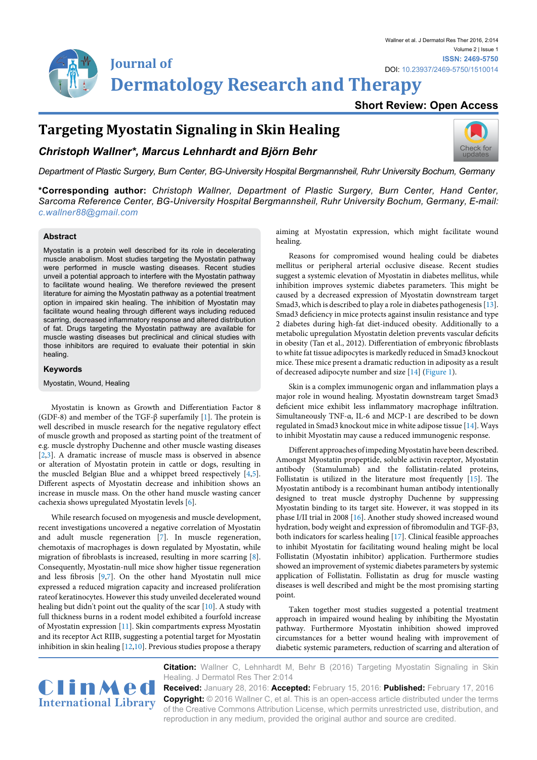# Targeting Myostatin Signaling in Skin Healing

***Christoph Wallner\*, Marcus Lehnhardt and Björn Behr***

*Department of Plastic Surgery, Burn Center, BG-University Hospital Bergmannsheil, Ruhr University Bochum, Germany*

**\*Corresponding author:** *Christoph Wallner, Department of Plastic Surgery, Burn Center, Hand Center, Sarcoma Reference Center, BG-University Hospital Bergmannsheil, Ruhr University Bochum, Germany, E-mail: c.wallner88@gmail.com*

## Abstract

Myostatin is a protein well described for its role in decelerating muscle anabolism. Most studies targeting the Myostatin pathway were performed in muscle wasting diseases. Recent studies unveil a potential approach to interfere with the Myostatin pathway to facilitate wound healing. We therefore reviewed the present literature for aiming the Myostatin pathway as a potential treatment option in impaired skin healing. The inhibition of Myostatin may facilitate wound healing through different ways including reduced scarring, decreased inflammatory response and altered distribution of fat. Drugs targeting the Myostatin pathway are available for muscle wasting diseases but preclinical and clinical studies with those inhibitors are required to evaluate their potential in skin healing.

## Keywords

Myostatin, Wound, Healing

Myostatin is known as Growth and Differentiation Factor 8 (GDF-8) and member of the TGF-β superfamily [1]. The protein is well described in muscle research for the negative regulatory effect of muscle growth and proposed as starting point of the treatment of e.g. muscle dystrophy Duchenne and other muscle wasting diseases [2,3]. A dramatic increase of muscle mass is observed in absence or alteration of Myostatin protein in cattle or dogs, resulting in the muscled Belgian Blue and a whippet breed respectively [4,5]. Different aspects of Myostatin decrease and inhibition shows an increase in muscle mass. On the other hand muscle wasting cancer cachexia shows upregulated Myostatin levels [6].

While research focused on myogenesis and muscle development, recent investigations uncovered a negative correlation of Myostatin and adult muscle regeneration [7]. In muscle regeneration, chemotaxis of macrophages is down regulated by Myostatin, while migration of fibroblasts is increased, resulting in more scarring [8]. Consequently, Myostatin-null mice show higher tissue regeneration and less fibrosis [9,7]. On the other hand Myostatin null mice expressed a reduced migration capacity and increased proliferation rateof keratinocytes. However this study unveiled decelerated wound healing but didn't point out the quality of the scar [10]. A study with full thickness burns in a rodent model exhibited a fourfold increase of Myostatin expression [11]. Skin compartments express Myostatin and its receptor Act RIIB, suggesting a potential target for Myostatin inhibition in skin healing [12,10]. Previous studies propose a therapy aiming at Myostatin expression, which might facilitate wound healing.

Reasons for compromised wound healing could be diabetes mellitus or peripheral arterial occlusive disease. Recent studies suggest a systemic elevation of Myostatin in diabetes mellitus, while inhibition improves systemic diabetes parameters. This might be caused by a decreased expression of Myostatin downstream target Smad3, which is described to play a role in diabetes pathogenesis [13]. Smad3 deficiency in mice protects against insulin resistance and type 2 diabetes during high-fat diet-induced obesity. Additionally to a metabolic upregulation Myostatin deletion prevents vascular deficits in obesity (Tan et al., 2012). Differentiation of embryonic fibroblasts to white fat tissue adipocytes is markedly reduced in Smad3 knockout mice. These mice present a dramatic reduction in adiposity as a result of decreased adipocyte number and size [14] (Figure 1).

Skin is a complex immunogenic organ and inflammation plays a major role in wound healing. Myostatin downstream target Smad3 deficient mice exhibit less inflammatory macrophage infiltration. Simultaneously TNF-α, IL-6 and MCP-1 are described to be down regulated in Smad3 knockout mice in white adipose tissue [14]. Ways to inhibit Myostatin may cause a reduced immunogenic response.

Different approaches of impeding Myostatin have been described. Amongst Myostatin propeptide, soluble activin receptor, Myostatin antibody (Stamulumab) and the follistatin-related proteins, Follistatin is utilized in the literature most frequently [15]. The Myostatin antibody is a recombinant human antibody intentionally designed to treat muscle dystrophy Duchenne by suppressing Myostatin binding to its target site. However, it was stopped in its phase I/II trial in 2008 [16]. Another study showed increased wound hydration, body weight and expression of fibromodulin and TGF-β3, both indicators for scarless healing [17]. Clinical feasible approaches to inhibit Myostatin for facilitating wound healing might be local Follistatin (Myostatin inhibitor) application. Furthermore studies showed an improvement of systemic diabetes parameters by systemic application of Follistatin. Follistatin as drug for muscle wasting diseases is well described and might be the most promising starting point.

Taken together most studies suggested a potential treatment approach in impaired wound healing by inhibiting the Myostatin pathway. Furthermore Myostatin inhibition showed improved circumstances for a better wound healing with improvement of diabetic systemic parameters, reduction of scarring and alteration of

**Citation:** Wallner C, Lehnhardt M, Behr B (2016) Targeting Myostatin Signaling in Skin Healing. J Dermatol Res Ther 2:014

**Received:** January 28, 2016: **Accepted:** February 15, 2016: **Published:** February 17, 2016

**Copyright:** © 2016 Wallner C, et al. This is an open-access article distributed under the terms of the Creative Commons Attribution License, which permits unrestricted use, distribution, and reproduction in any medium, provided the original author and source are credited.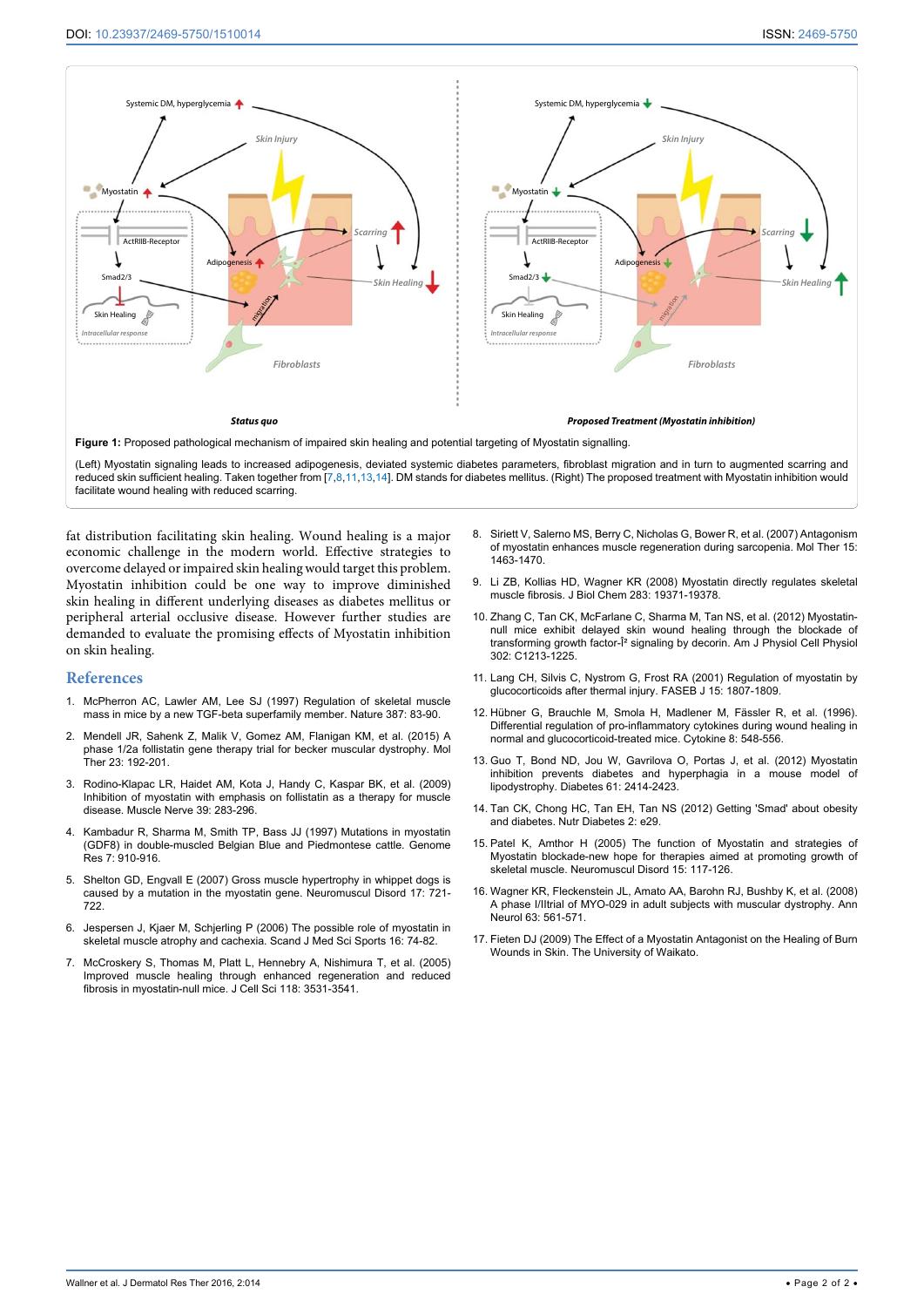Systemic DM, hyperglycemia

Skin Injury

Myostatin

ActRIIB-Receptor

Smad2/3

Skin Healing

Intracellular response

Adipogenesis

Scarring

Skin Healing

migration

Fibroblasts

Status quo

Systemic DM, hyperglycemia

Skin Injury

Myostatin

ActRIIB-Receptor

Smad2/3

Skin Healing

Intracellular response

Adipogenesis

Scarring

Skin Healing

migration

Fibroblasts

Proposed Treatment (Myostatin inhibition)

**Figure 1:** Proposed pathological mechanism of impaired skin healing and potential targeting of Myostatin signalling.

(Left) Myostatin signaling leads to increased adipogenesis, deviated systemic diabetes parameters, fibroblast migration and in turn to augmented scarring and reduced skin sufficient healing. Taken together from [7,8,11,13,14]. DM stands for diabetes mellitus. (Right) The proposed treatment with Myostatin inhibition would facilitate wound healing with reduced scarring.

fat distribution facilitating skin healing. Wound healing is a major economic challenge in the modern world. Effective strategies to overcome delayed or impaired skin healing would target this problem. Myostatin inhibition could be one way to improve diminished skin healing in different underlying diseases as diabetes mellitus or peripheral arterial occlusive disease. However further studies are demanded to evaluate the promising effects of Myostatin inhibition on skin healing.

## References

1. McPherron AC, Lawler AM, Lee SJ (1997) Regulation of skeletal muscle mass in mice by a new TGF-beta superfamily member. Nature 387: 83-90.
2. Mendell JR, Sahenk Z, Malik V, Gomez AM, Flanigan KM, et al. (2015) A phase 1/2a follistatin gene therapy trial for becker muscular dystrophy. Mol Ther 23: 192-201.
3. Rodino-Klapac LR, Haidet AM, Kota J, Handy C, Kaspar BK, et al. (2009) Inhibition of myostatin with emphasis on follistatin as a therapy for muscle disease. Muscle Nerve 39: 283-296.
4. Kambadur R, Sharma M, Smith TP, Bass JJ (1997) Mutations in myostatin (GDF8) in double-muscled Belgian Blue and Piedmontese cattle. Genome Res 7: 910-916.
5. Shelton GD, Engvall E (2007) Gross muscle hypertrophy in whippet dogs is caused by a mutation in the myostatin gene. Neuromuscul Disord 17: 721-722.
6. Jespersen J, Kjaer M, Schjerling P (2006) The possible role of myostatin in skeletal muscle atrophy and cachexia. Scand J Med Sci Sports 16: 74-82.
7. McCroskery S, Thomas M, Platt L, Hennebry A, Nishimura T, et al. (2005) Improved muscle healing through enhanced regeneration and reduced fibrosis in myostatin-null mice. J Cell Sci 118: 3531-3541.
8. Siriett V, Salerno MS, Berry C, Nicholas G, Bower R, et al. (2007) Antagonism of myostatin enhances muscle regeneration during sarcopenia. Mol Ther 15: 1463-1470.
9. Li ZB, Kollias HD, Wagner KR (2008) Myostatin directly regulates skeletal muscle fibrosis. J Biol Chem 283: 19371-19378.
10. Zhang C, Tan CK, McFarlane C, Sharma M, Tan NS, et al. (2012) Myostatin-null mice exhibit delayed skin wound healing through the blockade of transforming growth factor-Î² signaling by decorin. Am J Physiol Cell Physiol 302: C1213-1225.
11. Lang CH, Silvis C, Nystrom G, Frost RA (2001) Regulation of myostatin by glucocorticoids after thermal injury. FASEB J 15: 1807-1809.
12. Hübner G, Brauchle M, Smola H, Madlener M, Fässler R, et al. (1996). Differential regulation of pro-inflammatory cytokines during wound healing in normal and glucocorticoid-treated mice. Cytokine 8: 548-556.
13. Guo T, Bond ND, Jou W, Gavrilova O, Portas J, et al. (2012) Myostatin inhibition prevents diabetes and hyperphagia in a mouse model of lipodystrophy. Diabetes 61: 2414-2423.
14. Tan CK, Chong HC, Tan EH, Tan NS (2012) Getting 'Smad' about obesity and diabetes. Nutr Diabetes 2: e29.
15. Patel K, Amthor H (2005) The function of Myostatin and strategies of Myostatin blockade-new hope for therapies aimed at promoting growth of skeletal muscle. Neuromuscul Disord 15: 117-126.
16. Wagner KR, Fleckenstein JL, Amato AA, Barohn RJ, Bushby K, et al. (2008) A phase I/IItrial of MYO-029 in adult subjects with muscular dystrophy. Ann Neurol 63: 561-571.
17. Fieten DJ (2009) The Effect of a Myostatin Antagonist on the Healing of Burn Wounds in Skin. The University of Waikato.